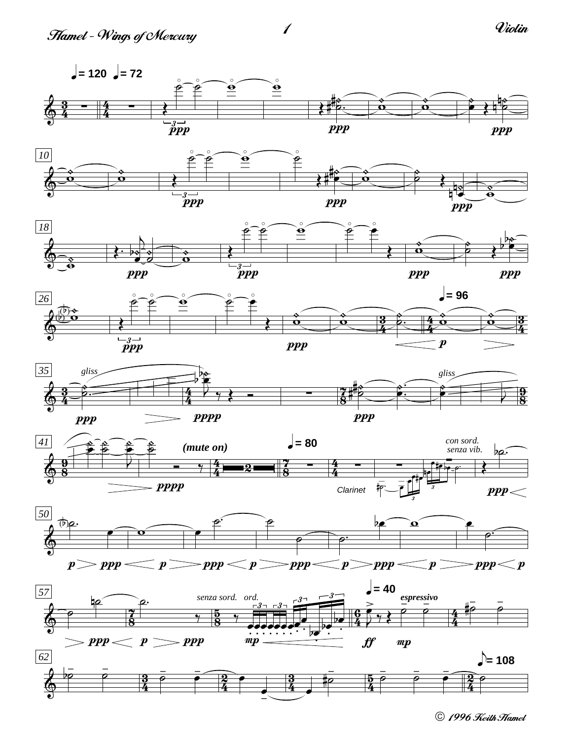© 1996 Keith Hamel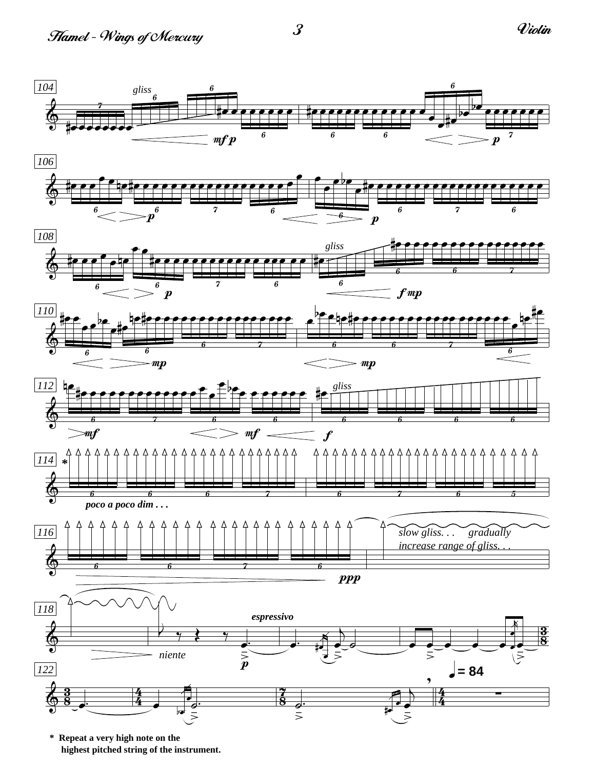\* Repeat a very high note on the highest pitched string of the instrument.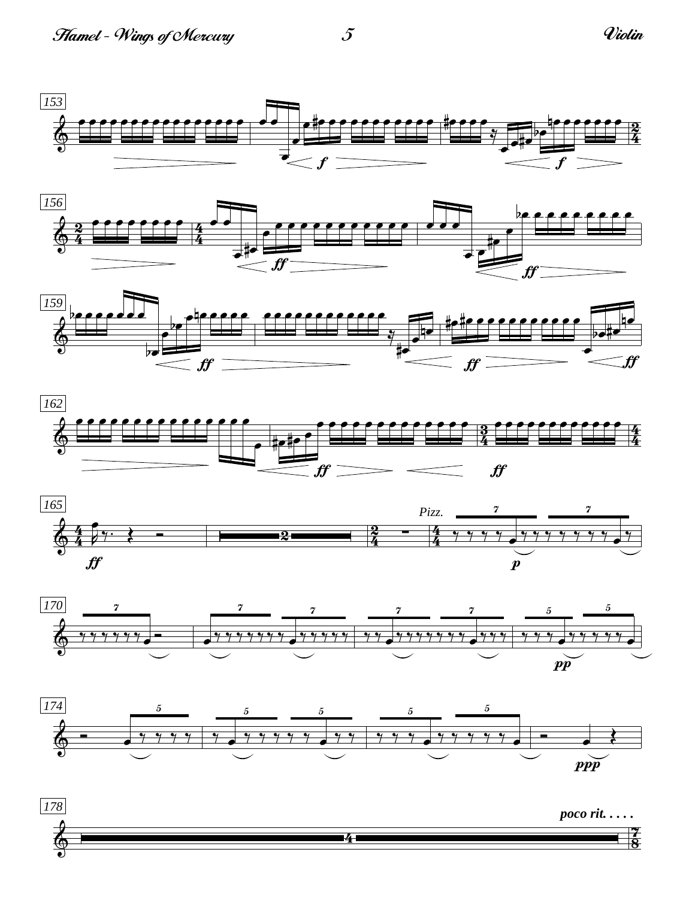153

156

159

162

165

*Pizz.*

170

174

178

*poco rit. . . . .*